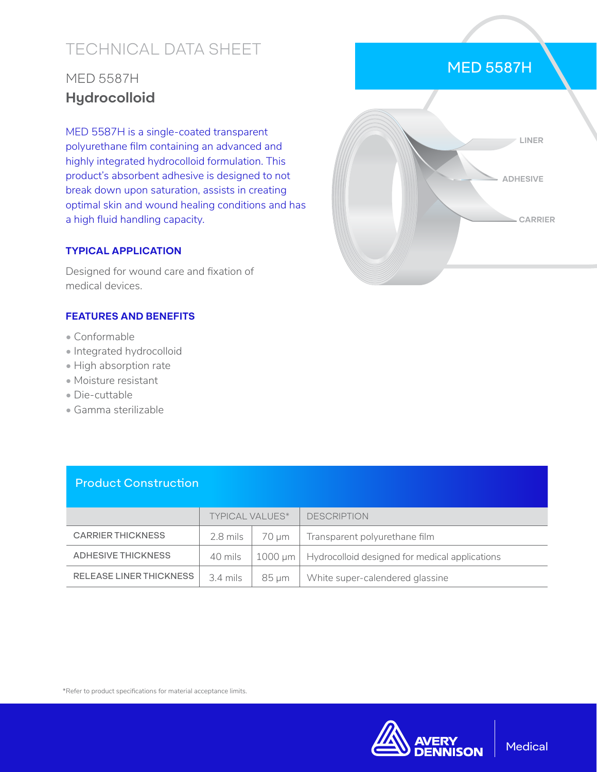# TECHNICAL DATA SHEET

## MED 5587H
## **Hydrocolloid**

MED 5587H is a single-coated transparent polyurethane film containing an advanced and highly integrated hydrocolloid formulation. This product's absorbent adhesive is designed to not break down upon saturation, assists in creating optimal skin and wound healing conditions and has a high fluid handling capacity.

### TYPICAL APPLICATION

Designed for wound care and fixation of medical devices.

### FEATURES AND BENEFITS

- Conformable
- Integrated hydrocolloid
- High absorption rate
- Moisture resistant
- Die-cuttable
- Gamma sterilizable

MED 5587H

LINER

ADHESIVE

CARRIER

## Product Construction

| | TYPICAL VALUES* | | DESCRIPTION |
|---|---|---|---|
| CARRIER THICKNESS | 2.8 mils | 70 µm | Transparent polyurethane film |
| ADHESIVE THICKNESS | 40 mils | 1000 µm | Hydrocolloid designed for medical applications |
| RELEASE LINER THICKNESS | 3.4 mils | 85 µm | White super-calendered glassine |

*Refer to product specifications for material acceptance limits.

AVERY DENNISON | Medical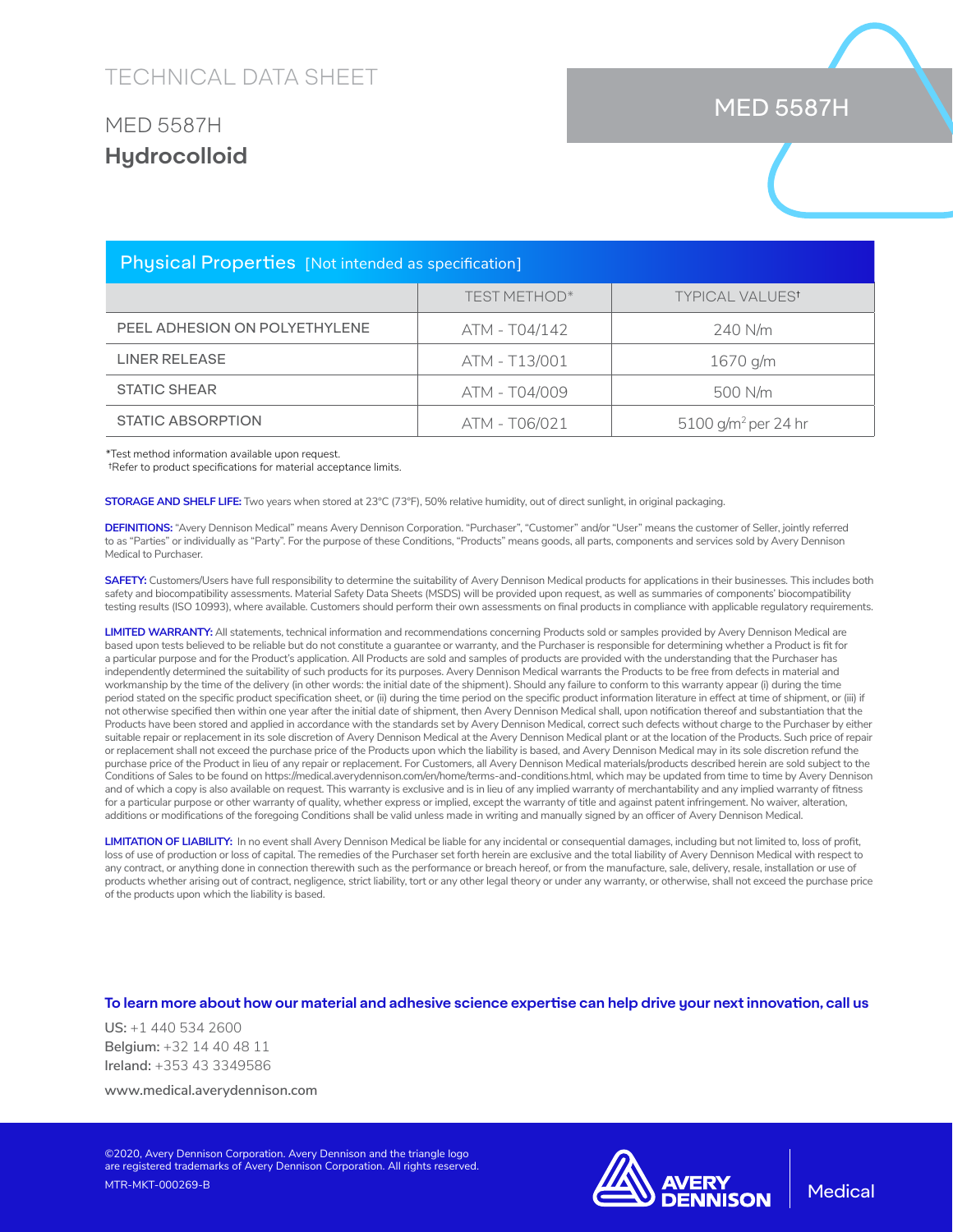# TECHNICAL DATA SHEET

## MED 5587H

## **Hydrocolloid**

MED 5587H

### Physical Properties [Not intended as specification]

| | TEST METHOD* | TYPICAL VALUES† |
|---|---|---|
| PEEL ADHESION ON POLYETHYLENE | ATM - T04/142 | 240 N/m |
| LINER RELEASE | ATM - T13/001 | 1670 g/m |
| STATIC SHEAR | ATM - T04/009 | 500 N/m |
| STATIC ABSORPTION | ATM - T06/021 | 5100 $g/m^2$ per 24 hr |

*Test method information available upon request.
†Refer to product specifications for material acceptance limits.

**STORAGE AND SHELF LIFE:** Two years when stored at 23°C (73°F), 50% relative humidity, out of direct sunlight, in original packaging.

**DEFINITIONS:** "Avery Dennison Medical" means Avery Dennison Corporation. "Purchaser", "Customer" and/or "User" means the customer of Seller, jointly referred to as "Parties" or individually as "Party". For the purpose of these Conditions, "Products" means goods, all parts, components and services sold by Avery Dennison Medical to Purchaser.

**SAFETY:** Customers/Users have full responsibility to determine the suitability of Avery Dennison Medical products for applications in their businesses. This includes both safety and biocompatibility assessments. Material Safety Data Sheets (MSDS) will be provided upon request, as well as summaries of components' biocompatibility testing results (ISO 10993), where available. Customers should perform their own assessments on final products in compliance with applicable regulatory requirements.

**LIMITED WARRANTY:** All statements, technical information and recommendations concerning Products sold or samples provided by Avery Dennison Medical are based upon tests believed to be reliable but do not constitute a guarantee or warranty, and the Purchaser is responsible for determining whether a Product is fit for a particular purpose and for the Product's application. All Products are sold and samples of products are provided with the understanding that the Purchaser has independently determined the suitability of such products for its purposes. Avery Dennison Medical warrants the Products to be free from defects in material and workmanship by the time of the delivery (in other words: the initial date of the shipment). Should any failure to conform to this warranty appear (i) during the time period stated on the specific product specification sheet, or (ii) during the time period on the specific product information literature in effect at time of shipment, or (iii) if not otherwise specified then within one year after the initial date of shipment, then Avery Dennison Medical shall, upon notification thereof and substantiation that the Products have been stored and applied in accordance with the standards set by Avery Dennison Medical, correct such defects without charge to the Purchaser by either suitable repair or replacement in its sole discretion of Avery Dennison Medical at the Avery Dennison Medical plant or at the location of the Products. Such price of repair or replacement shall not exceed the purchase price of the Products upon which the liability is based, and Avery Dennison Medical may in its sole discretion refund the purchase price of the Product in lieu of any repair or replacement. For Customers, all Avery Dennison Medical materials/products described herein are sold subject to the Conditions of Sales to be found on https://medical.averydennison.com/en/home/terms-and-conditions.html, which may be updated from time to time by Avery Dennison and of which a copy is also available on request. This warranty is exclusive and is in lieu of any implied warranty of merchantability and any implied warranty of fitness for a particular purpose or other warranty of quality, whether express or implied, except the warranty of title and against patent infringement. No waiver, alteration, additions or modifications of the foregoing Conditions shall be valid unless made in writing and manually signed by an officer of Avery Dennison Medical.

**LIMITATION OF LIABILITY:** In no event shall Avery Dennison Medical be liable for any incidental or consequential damages, including but not limited to, loss of profit, loss of use of production or loss of capital. The remedies of the Purchaser set forth herein are exclusive and the total liability of Avery Dennison Medical with respect to any contract, or anything done in connection therewith such as the performance or breach hereof, or from the manufacture, sale, delivery, resale, installation or use of products whether arising out of contract, negligence, strict liability, tort or any other legal theory or under any warranty, or otherwise, shall not exceed the purchase price of the products upon which the liability is based.

**To learn more about how our material and adhesive science expertise can help drive your next innovation, call us**

**US:** +1 440 534 2600
**Belgium:** +32 14 40 48 11
**Ireland:** +353 43 3349586

**www.medical.averydennison.com**

©2020, Avery Dennison Corporation. Avery Dennison and the triangle logo are registered trademarks of Avery Dennison Corporation. All rights reserved.

MTR-MKT-000269-B

AVERY DENNISON | Medical